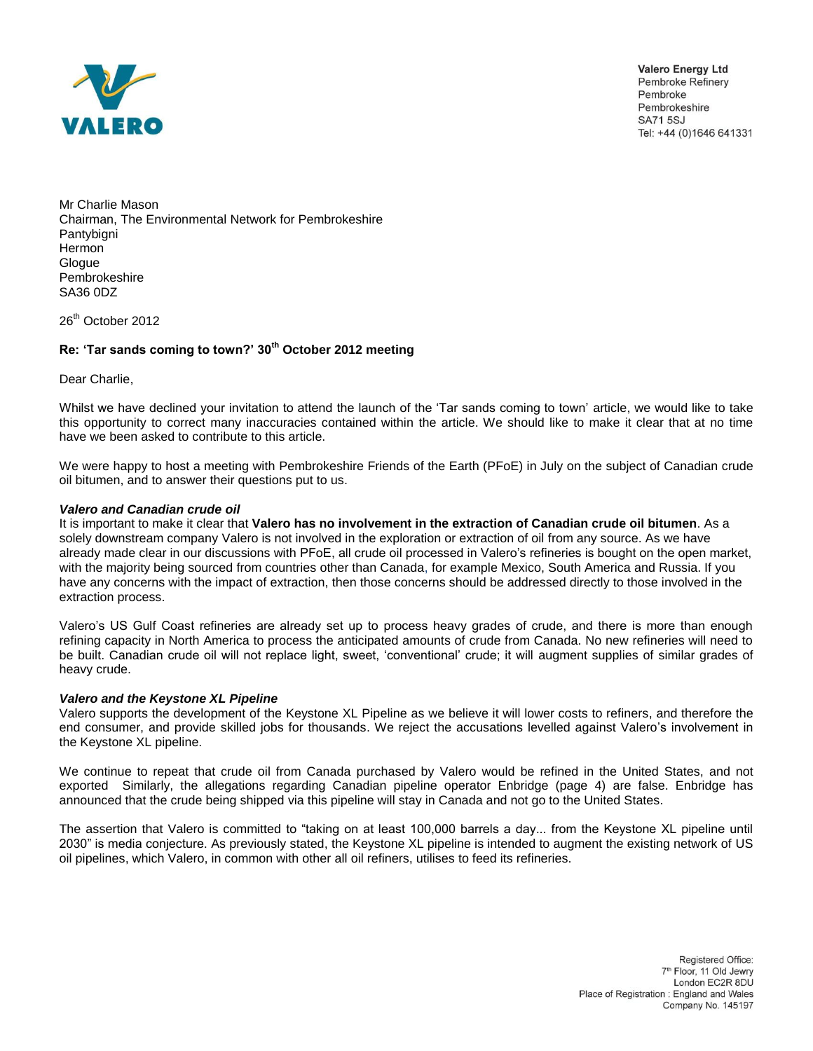**Valero Energy Ltd**
Pembroke Refinery
Pembroke
Pembrokeshire
SA71 5SJ
Tel: +44 (0)1646 641331

Mr Charlie Mason
Chairman, The Environmental Network for Pembrokeshire
Pantybigni
Hermon
Glogue
Pembrokeshire
SA36 0DZ

26th October 2012

**Re: 'Tar sands coming to town?' 30th October 2012 meeting**

Dear Charlie,

Whilst we have declined your invitation to attend the launch of the 'Tar sands coming to town' article, we would like to take this opportunity to correct many inaccuracies contained within the article. We should like to make it clear that at no time have we been asked to contribute to this article.

We were happy to host a meeting with Pembrokeshire Friends of the Earth (PFoE) in July on the subject of Canadian crude oil bitumen, and to answer their questions put to us.

***Valero and Canadian crude oil***

It is important to make it clear that **Valero has no involvement in the extraction of Canadian crude oil bitumen**. As a solely downstream company Valero is not involved in the exploration or extraction of oil from any source. As we have already made clear in our discussions with PFoE, all crude oil processed in Valero's refineries is bought on the open market, with the majority being sourced from countries other than Canada, for example Mexico, South America and Russia. If you have any concerns with the impact of extraction, then those concerns should be addressed directly to those involved in the extraction process.

Valero's US Gulf Coast refineries are already set up to process heavy grades of crude, and there is more than enough refining capacity in North America to process the anticipated amounts of crude from Canada. No new refineries will need to be built. Canadian crude oil will not replace light, sweet, 'conventional' crude; it will augment supplies of similar grades of heavy crude.

***Valero and the Keystone XL Pipeline***

Valero supports the development of the Keystone XL Pipeline as we believe it will lower costs to refiners, and therefore the end consumer, and provide skilled jobs for thousands. We reject the accusations levelled against Valero's involvement in the Keystone XL pipeline.

We continue to repeat that crude oil from Canada purchased by Valero would be refined in the United States, and not exported Similarly, the allegations regarding Canadian pipeline operator Enbridge (page 4) are false. Enbridge has announced that the crude being shipped via this pipeline will stay in Canada and not go to the United States.

The assertion that Valero is committed to "taking on at least 100,000 barrels a day... from the Keystone XL pipeline until 2030" is media conjecture. As previously stated, the Keystone XL pipeline is intended to augment the existing network of US oil pipelines, which Valero, in common with other all oil refiners, utilises to feed its refineries.

Registered Office:
7th Floor, 11 Old Jewry
London EC2R 8DU
Place of Registration : England and Wales
Company No. 145197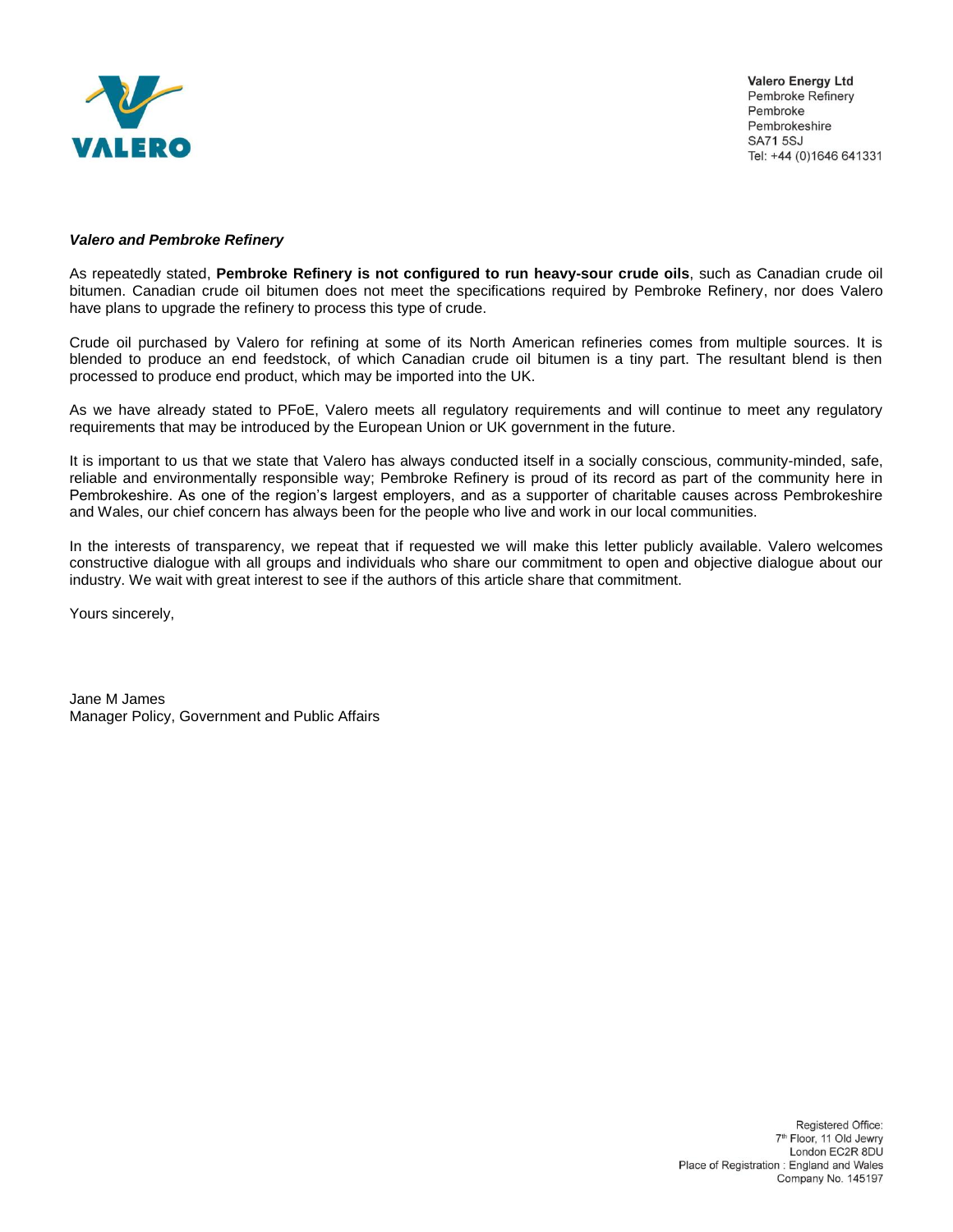**Valero Energy Ltd**
Pembroke Refinery
Pembroke
Pembrokeshire
SA71 5SJ
Tel: +44 (0)1646 641331

***Valero and Pembroke Refinery***

As repeatedly stated, **Pembroke Refinery is not configured to run heavy-sour crude oils**, such as Canadian crude oil bitumen. Canadian crude oil bitumen does not meet the specifications required by Pembroke Refinery, nor does Valero have plans to upgrade the refinery to process this type of crude.

Crude oil purchased by Valero for refining at some of its North American refineries comes from multiple sources. It is blended to produce an end feedstock, of which Canadian crude oil bitumen is a tiny part. The resultant blend is then processed to produce end product, which may be imported into the UK.

As we have already stated to PFoE, Valero meets all regulatory requirements and will continue to meet any regulatory requirements that may be introduced by the European Union or UK government in the future.

It is important to us that we state that Valero has always conducted itself in a socially conscious, community-minded, safe, reliable and environmentally responsible way; Pembroke Refinery is proud of its record as part of the community here in Pembrokeshire. As one of the region's largest employers, and as a supporter of charitable causes across Pembrokeshire and Wales, our chief concern has always been for the people who live and work in our local communities.

In the interests of transparency, we repeat that if requested we will make this letter publicly available. Valero welcomes constructive dialogue with all groups and individuals who share our commitment to open and objective dialogue about our industry. We wait with great interest to see if the authors of this article share that commitment.

Yours sincerely,

Jane M James
Manager Policy, Government and Public Affairs

Registered Office:
7th Floor, 11 Old Jewry
London EC2R 8DU
Place of Registration : England and Wales
Company No. 145197